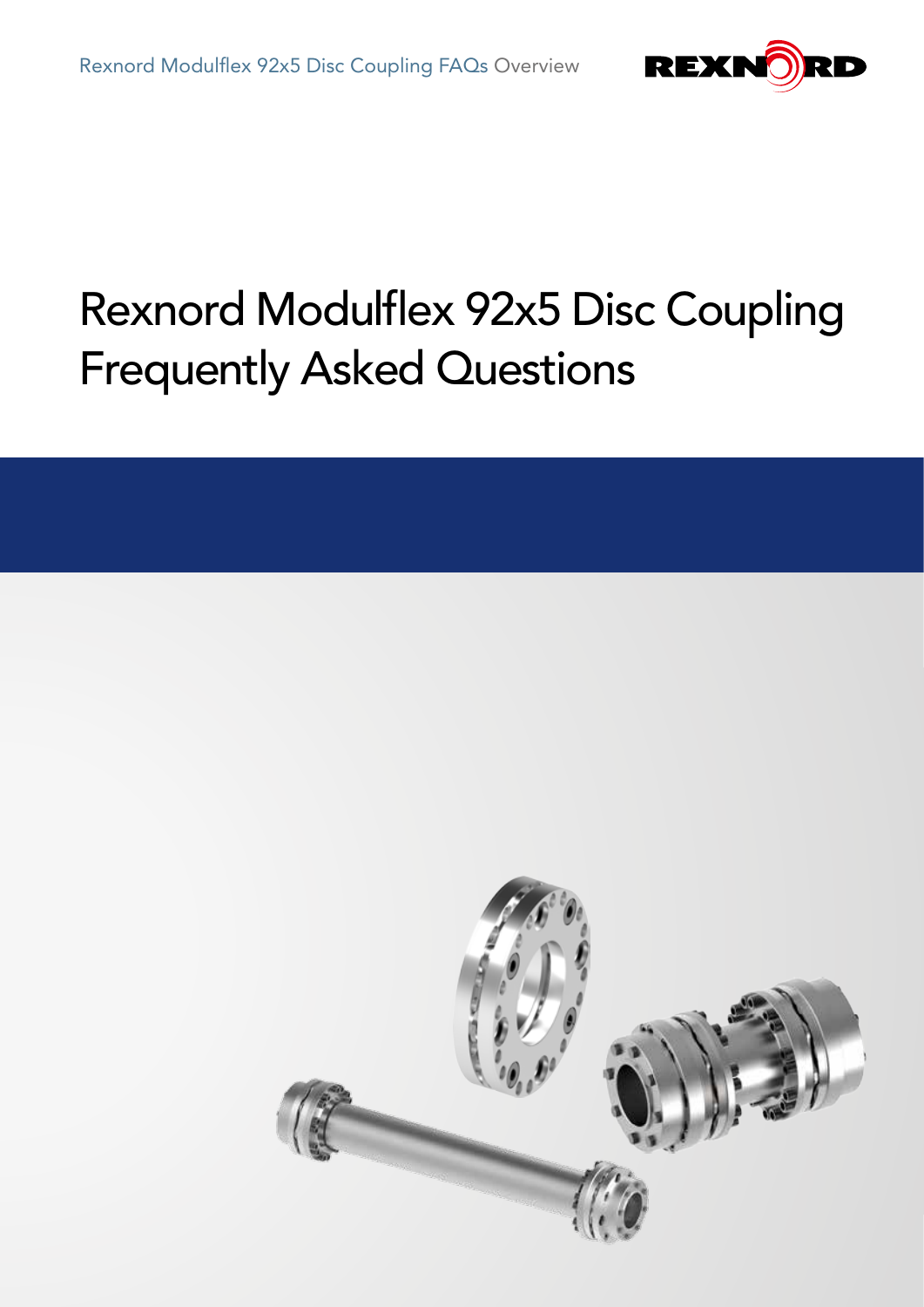# Rexnord Modulflex 92x5 Disc Coupling Frequently Asked Questions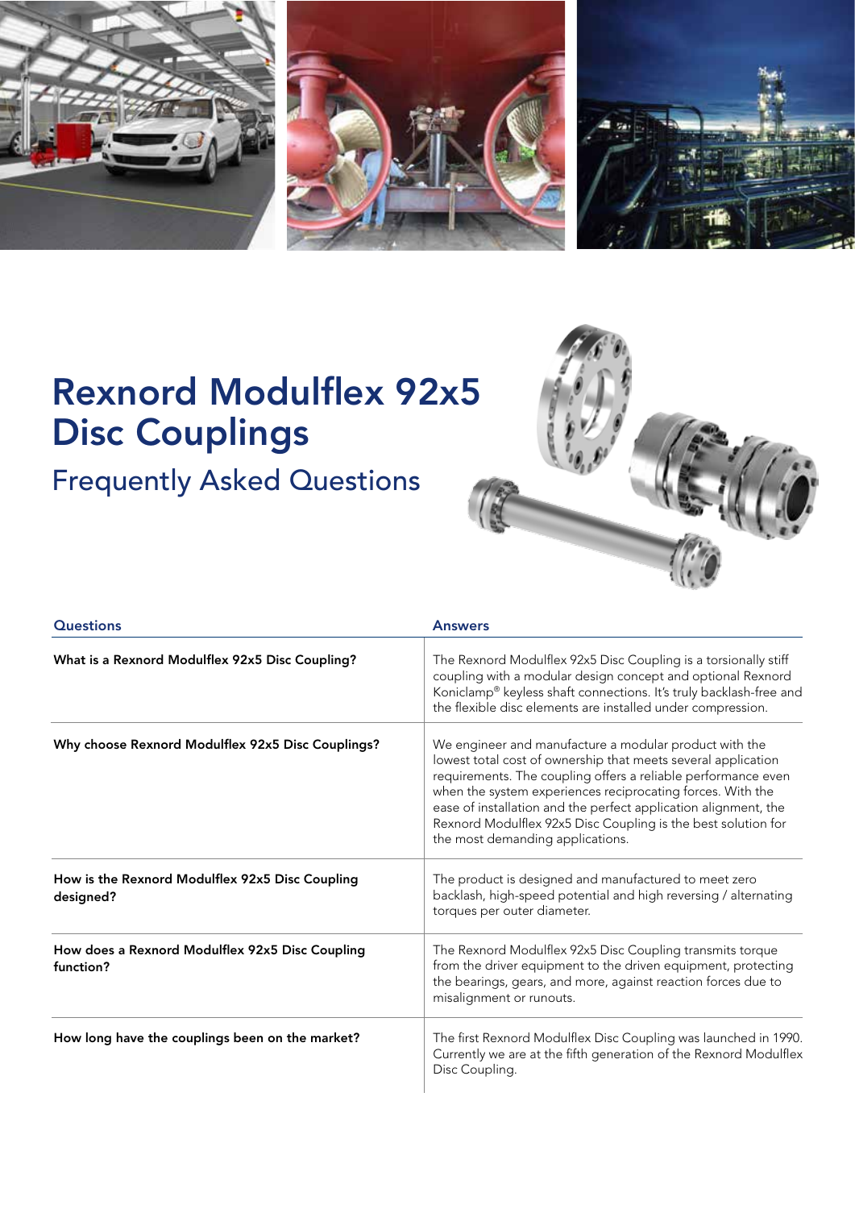# Rexnord Modulflex 92x5 Disc Couplings

## Frequently Asked Questions

| Questions | Answers |
| --- | --- |
| **What is a Rexnord Modulflex 92x5 Disc Coupling?** | The Rexnord Modulflex 92x5 Disc Coupling is a torsionally stiff coupling with a modular design concept and optional Rexnord Koniclamp® keyless shaft connections. It's truly backlash-free and the flexible disc elements are installed under compression. |
| **Why choose Rexnord Modulflex 92x5 Disc Couplings?** | We engineer and manufacture a modular product with the lowest total cost of ownership that meets several application requirements. The coupling offers a reliable performance even when the system experiences reciprocating forces. With the ease of installation and the perfect application alignment, the Rexnord Modulflex 92x5 Disc Coupling is the best solution for the most demanding applications. |
| **How is the Rexnord Modulflex 92x5 Disc Coupling designed?** | The product is designed and manufactured to meet zero backlash, high-speed potential and high reversing / alternating torques per outer diameter. |
| **How does a Rexnord Modulflex 92x5 Disc Coupling function?** | The Rexnord Modulflex 92x5 Disc Coupling transmits torque from the driver equipment to the driven equipment, protecting the bearings, gears, and more, against reaction forces due to misalignment or runouts. |
| **How long have the couplings been on the market?** | The first Rexnord Modulflex Disc Coupling was launched in 1990. Currently we are at the fifth generation of the Rexnord Modulflex Disc Coupling. |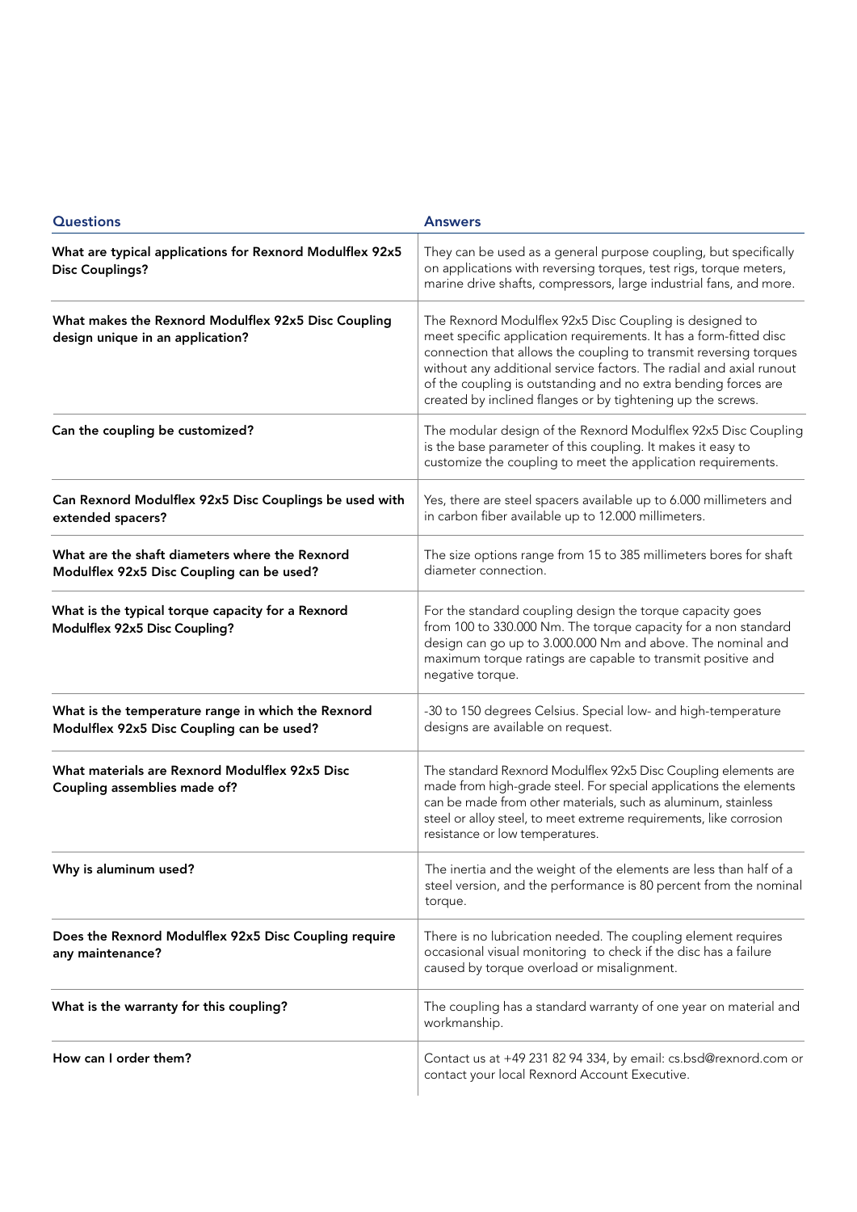| Questions | Answers |
|---|---|
| **What are typical applications for Rexnord Modulflex 92x5 Disc Couplings?** | They can be used as a general purpose coupling, but specifically on applications with reversing torques, test rigs, torque meters, marine drive shafts, compressors, large industrial fans, and more. |
| **What makes the Rexnord Modulflex 92x5 Disc Coupling design unique in an application?** | The Rexnord Modulflex 92x5 Disc Coupling is designed to meet specific application requirements. It has a form-fitted disc connection that allows the coupling to transmit reversing torques without any additional service factors. The radial and axial runout of the coupling is outstanding and no extra bending forces are created by inclined flanges or by tightening up the screws. |
| **Can the coupling be customized?** | The modular design of the Rexnord Modulflex 92x5 Disc Coupling is the base parameter of this coupling. It makes it easy to customize the coupling to meet the application requirements. |
| **Can Rexnord Modulflex 92x5 Disc Couplings be used with extended spacers?** | Yes, there are steel spacers available up to 6.000 millimeters and in carbon fiber available up to 12.000 millimeters. |
| **What are the shaft diameters where the Rexnord Modulflex 92x5 Disc Coupling can be used?** | The size options range from 15 to 385 millimeters bores for shaft diameter connection. |
| **What is the typical torque capacity for a Rexnord Modulflex 92x5 Disc Coupling?** | For the standard coupling design the torque capacity goes from 100 to 330.000 Nm. The torque capacity for a non standard design can go up to 3.000.000 Nm and above. The nominal and maximum torque ratings are capable to transmit positive and negative torque. |
| **What is the temperature range in which the Rexnord Modulflex 92x5 Disc Coupling can be used?** | -30 to 150 degrees Celsius. Special low- and high-temperature designs are available on request. |
| **What materials are Rexnord Modulflex 92x5 Disc Coupling assemblies made of?** | The standard Rexnord Modulflex 92x5 Disc Coupling elements are made from high-grade steel. For special applications the elements can be made from other materials, such as aluminum, stainless steel or alloy steel, to meet extreme requirements, like corrosion resistance or low temperatures. |
| **Why is aluminum used?** | The inertia and the weight of the elements are less than half of a steel version, and the performance is 80 percent from the nominal torque. |
| **Does the Rexnord Modulflex 92x5 Disc Coupling require any maintenance?** | There is no lubrication needed. The coupling element requires occasional visual monitoring to check if the disc has a failure caused by torque overload or misalignment. |
| **What is the warranty for this coupling?** | The coupling has a standard warranty of one year on material and workmanship. |
| **How can I order them?** | Contact us at +49 231 82 94 334, by email: cs.bsd@rexnord.com or contact your local Rexnord Account Executive. |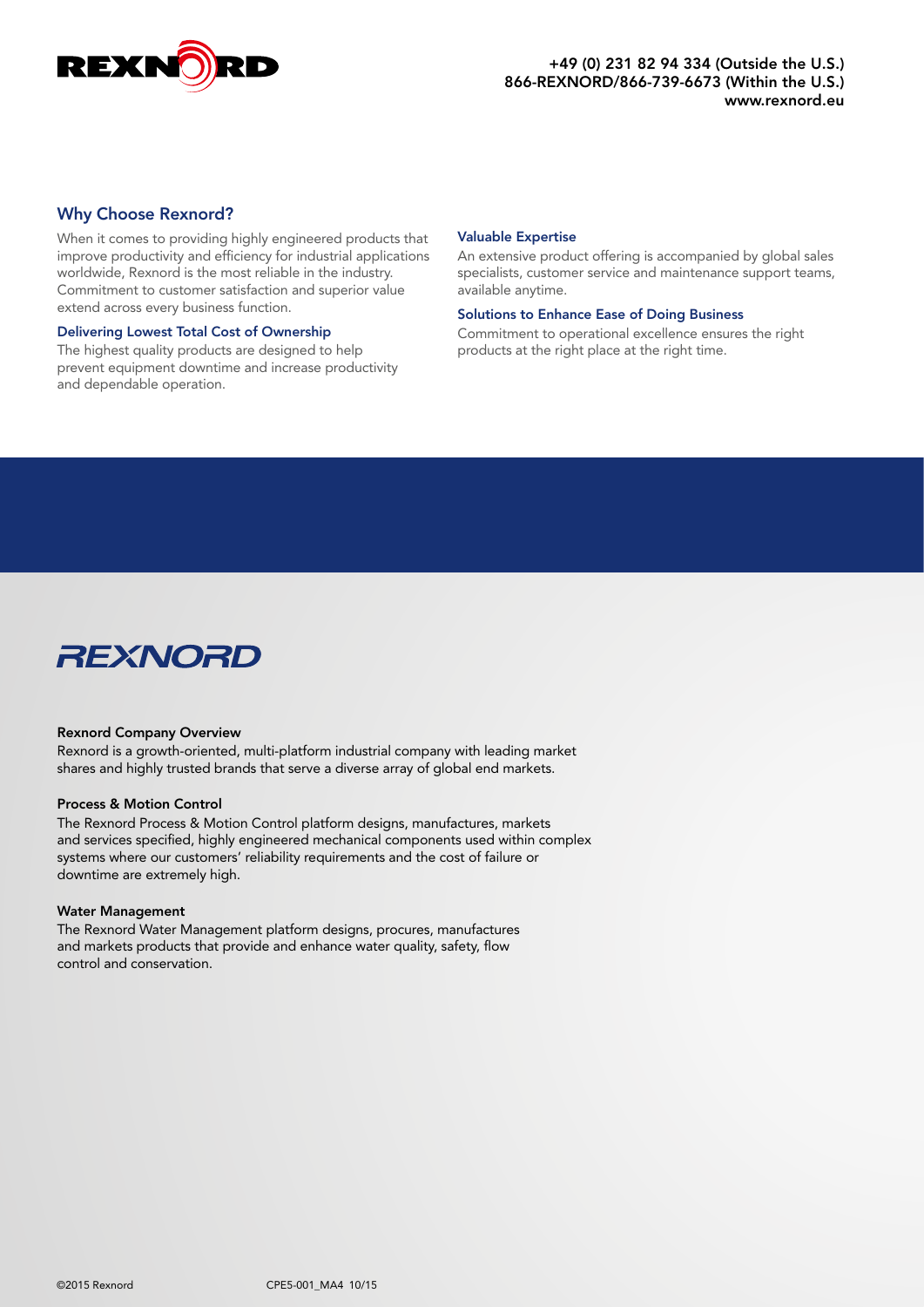+49 (0) 231 82 94 334 (Outside the U.S.)
866-REXNORD/866-739-6673 (Within the U.S.)
www.rexnord.eu

## Why Choose Rexnord?

When it comes to providing highly engineered products that improve productivity and efficiency for industrial applications worldwide, Rexnord is the most reliable in the industry. Commitment to customer satisfaction and superior value extend across every business function.

### Delivering Lowest Total Cost of Ownership

The highest quality products are designed to help prevent equipment downtime and increase productivity and dependable operation.

### Valuable Expertise

An extensive product offering is accompanied by global sales specialists, customer service and maintenance support teams, available anytime.

### Solutions to Enhance Ease of Doing Business

Commitment to operational excellence ensures the right products at the right place at the right time.

## REXNORD

**Rexnord Company Overview**

Rexnord is a growth-oriented, multi-platform industrial company with leading market shares and highly trusted brands that serve a diverse array of global end markets.

**Process & Motion Control**

The Rexnord Process & Motion Control platform designs, manufactures, markets and services specified, highly engineered mechanical components used within complex systems where our customers' reliability requirements and the cost of failure or downtime are extremely high.

**Water Management**

The Rexnord Water Management platform designs, procures, manufactures and markets products that provide and enhance water quality, safety, flow control and conservation.

©2015 Rexnord CPE5-001_MA4 10/15